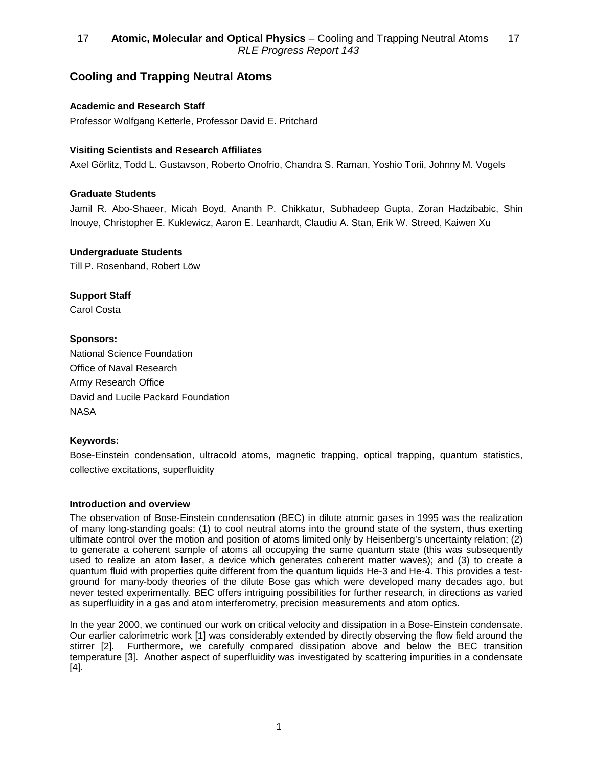# Cooling and Trapping Neutral Atoms

**Academic and Research Staff**

Professor Wolfgang Ketterle, Professor David E. Pritchard

**Visiting Scientists and Research Affiliates**

Axel Görlitz, Todd L. Gustavson, Roberto Onofrio, Chandra S. Raman, Yoshio Torii, Johnny M. Vogels

**Graduate Students**

Jamil R. Abo-Shaeer, Micah Boyd, Ananth P. Chikkatur, Subhadeep Gupta, Zoran Hadzibabic, Shin Inouye, Christopher E. Kuklewicz, Aaron E. Leanhardt, Claudiu A. Stan, Erik W. Streed, Kaiwen Xu

**Undergraduate Students**

Till P. Rosenband, Robert Löw

**Support Staff**

Carol Costa

**Sponsors:**

National Science Foundation
Office of Naval Research
Army Research Office
David and Lucile Packard Foundation
NASA

**Keywords:**

Bose-Einstein condensation, ultracold atoms, magnetic trapping, optical trapping, quantum statistics, collective excitations, superfluidity

**Introduction and overview**

The observation of Bose-Einstein condensation (BEC) in dilute atomic gases in 1995 was the realization of many long-standing goals: (1) to cool neutral atoms into the ground state of the system, thus exerting ultimate control over the motion and position of atoms limited only by Heisenberg's uncertainty relation; (2) to generate a coherent sample of atoms all occupying the same quantum state (this was subsequently used to realize an atom laser, a device which generates coherent matter waves); and (3) to create a quantum fluid with properties quite different from the quantum liquids He-3 and He-4. This provides a test-ground for many-body theories of the dilute Bose gas which were developed many decades ago, but never tested experimentally. BEC offers intriguing possibilities for further research, in directions as varied as superfluidity in a gas and atom interferometry, precision measurements and atom optics.

In the year 2000, we continued our work on critical velocity and dissipation in a Bose-Einstein condensate. Our earlier calorimetric work [1] was considerably extended by directly observing the flow field around the stirrer [2]. Furthermore, we carefully compared dissipation above and below the BEC transition temperature [3]. Another aspect of superfluidity was investigated by scattering impurities in a condensate [4].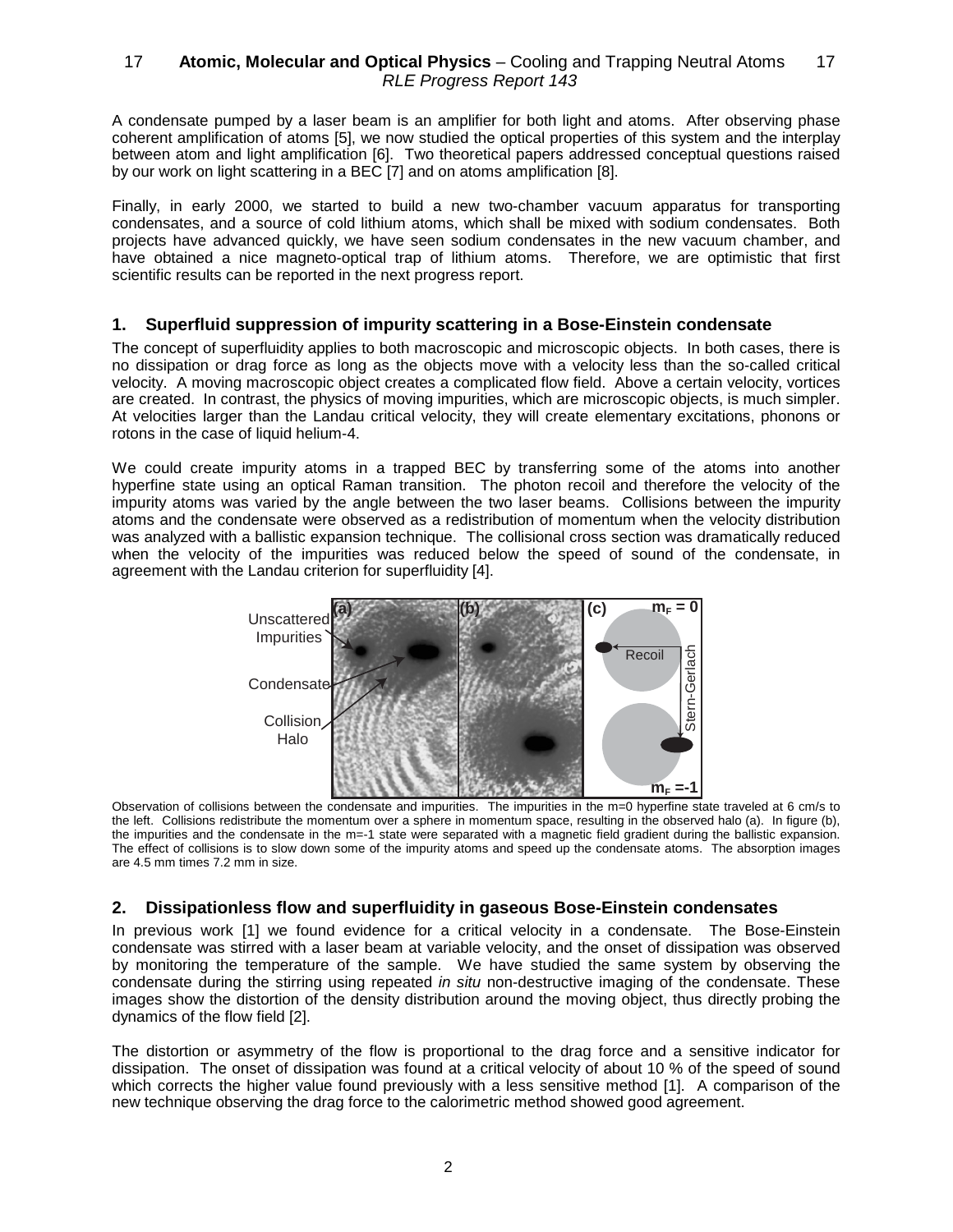A condensate pumped by a laser beam is an amplifier for both light and atoms. After observing phase coherent amplification of atoms [5], we now studied the optical properties of this system and the interplay between atom and light amplification [6]. Two theoretical papers addressed conceptual questions raised by our work on light scattering in a BEC [7] and on atoms amplification [8].

Finally, in early 2000, we started to build a new two-chamber vacuum apparatus for transporting condensates, and a source of cold lithium atoms, which shall be mixed with sodium condensates. Both projects have advanced quickly, we have seen sodium condensates in the new vacuum chamber, and have obtained a nice magneto-optical trap of lithium atoms. Therefore, we are optimistic that first scientific results can be reported in the next progress report.

## 1. Superfluid suppression of impurity scattering in a Bose-Einstein condensate

The concept of superfluidity applies to both macroscopic and microscopic objects. In both cases, there is no dissipation or drag force as long as the objects move with a velocity less than the so-called critical velocity. A moving macroscopic object creates a complicated flow field. Above a certain velocity, vortices are created. In contrast, the physics of moving impurities, which are microscopic objects, is much simpler. At velocities larger than the Landau critical velocity, they will create elementary excitations, phonons or rotons in the case of liquid helium-4.

We could create impurity atoms in a trapped BEC by transferring some of the atoms into another hyperfine state using an optical Raman transition. The photon recoil and therefore the velocity of the impurity atoms was varied by the angle between the two laser beams. Collisions between the impurity atoms and the condensate were observed as a redistribution of momentum when the velocity distribution was analyzed with a ballistic expansion technique. The collisional cross section was dramatically reduced when the velocity of the impurities was reduced below the speed of sound of the condensate, in agreement with the Landau criterion for superfluidity [4].

Observation of collisions between the condensate and impurities. The impurities in the m=0 hyperfine state traveled at 6 cm/s to the left. Collisions redistribute the momentum over a sphere in momentum space, resulting in the observed halo (a). In figure (b), the impurities and the condensate in the m=-1 state were separated with a magnetic field gradient during the ballistic expansion. The effect of collisions is to slow down some of the impurity atoms and speed up the condensate atoms. The absorption images are 4.5 mm times 7.2 mm in size.

## 2. Dissipationless flow and superfluidity in gaseous Bose-Einstein condensates

In previous work [1] we found evidence for a critical velocity in a condensate. The Bose-Einstein condensate was stirred with a laser beam at variable velocity, and the onset of dissipation was observed by monitoring the temperature of the sample. We have studied the same system by observing the condensate during the stirring using repeated *in situ* non-destructive imaging of the condensate. These images show the distortion of the density distribution around the moving object, thus directly probing the dynamics of the flow field [2].

The distortion or asymmetry of the flow is proportional to the drag force and a sensitive indicator for dissipation. The onset of dissipation was found at a critical velocity of about 10 % of the speed of sound which corrects the higher value found previously with a less sensitive method [1]. A comparison of the new technique observing the drag force to the calorimetric method showed good agreement.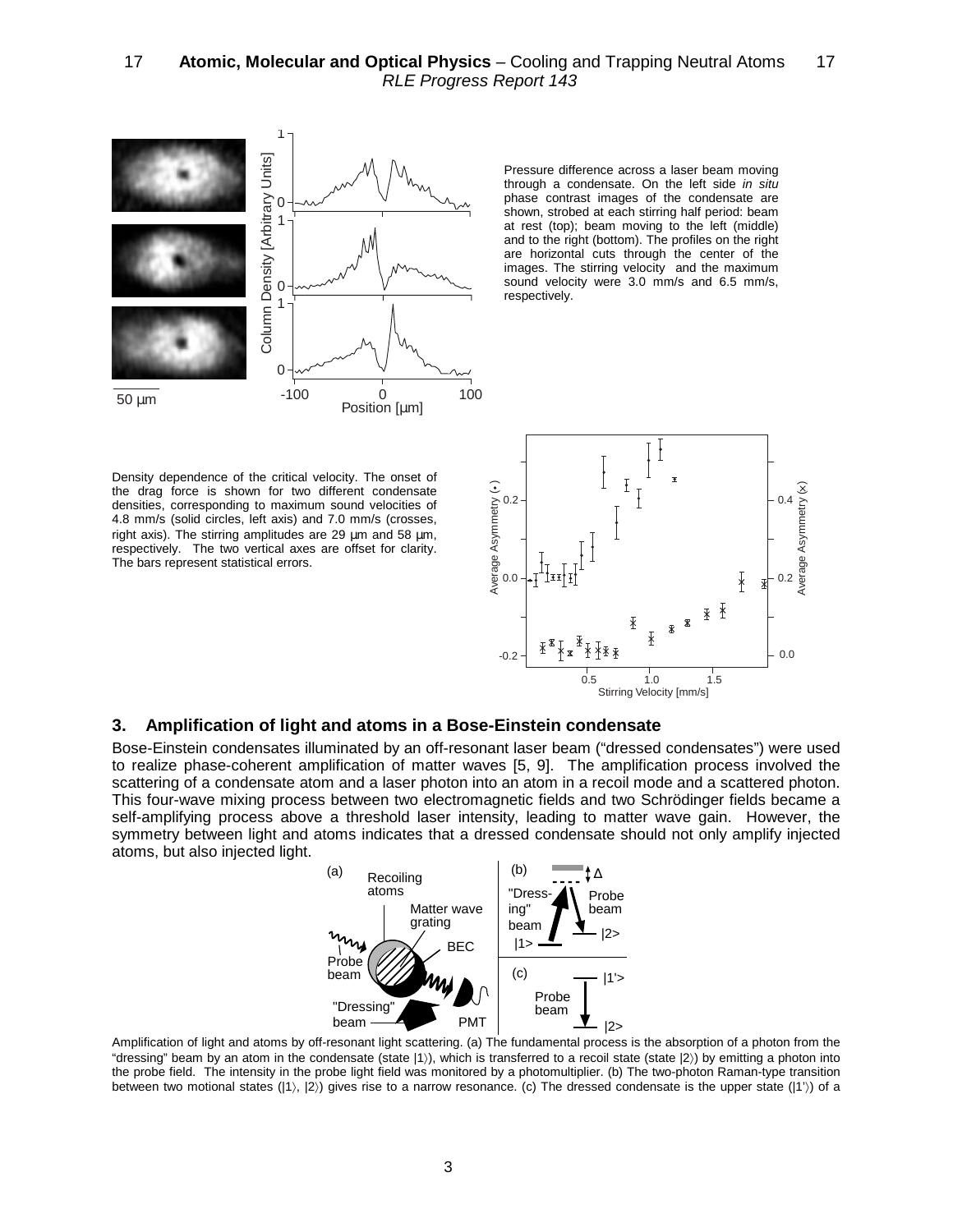Pressure difference across a laser beam moving through a condensate. On the left side *in situ* phase contrast images of the condensate are shown, strobed at each stirring half period: beam at rest (top); beam moving to the left (middle) and to the right (bottom). The profiles on the right are horizontal cuts through the center of the images. The stirring velocity and the maximum sound velocity were 3.0 mm/s and 6.5 mm/s, respectively.

Density dependence of the critical velocity. The onset of the drag force is shown for two different condensate densities, corresponding to maximum sound velocities of 4.8 mm/s (solid circles, left axis) and 7.0 mm/s (crosses, right axis). The stirring amplitudes are 29 µm and 58 µm, respectively. The two vertical axes are offset for clarity. The bars represent statistical errors.

## 3. Amplification of light and atoms in a Bose-Einstein condensate

Bose-Einstein condensates illuminated by an off-resonant laser beam ("dressed condensates") were used to realize phase-coherent amplification of matter waves [5, 9]. The amplification process involved the scattering of a condensate atom and a laser photon into an atom in a recoil mode and a scattered photon. This four-wave mixing process between two electromagnetic fields and two Schrödinger fields became a self-amplifying process above a threshold laser intensity, leading to matter wave gain. However, the symmetry between light and atoms indicates that a dressed condensate should not only amplify injected atoms, but also injected light.

Amplification of light and atoms by off-resonant light scattering. (a) The fundamental process is the absorption of a photon from the "dressing" beam by an atom in the condensate (state |1⟩), which is transferred to a recoil state (state |2⟩) by emitting a photon into the probe field. The intensity in the probe light field was monitored by a photomultiplier. (b) The two-photon Raman-type transition between two motional states (|1⟩, |2⟩) gives rise to a narrow resonance. (c) The dressed condensate is the upper state (|1'⟩) of a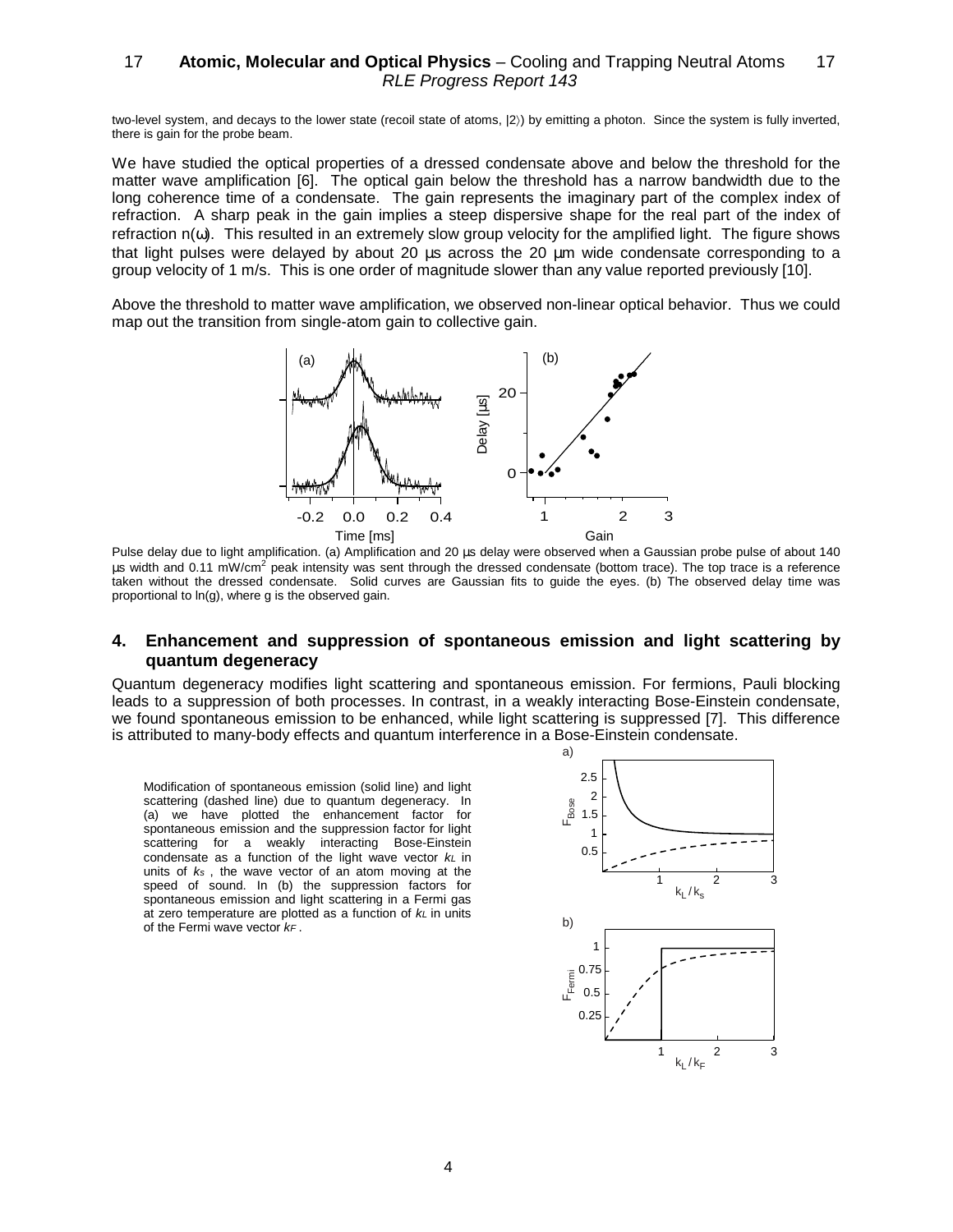two-level system, and decays to the lower state (recoil state of atoms, |2⟩) by emitting a photon. Since the system is fully inverted, there is gain for the probe beam.

We have studied the optical properties of a dressed condensate above and below the threshold for the matter wave amplification [6]. The optical gain below the threshold has a narrow bandwidth due to the long coherence time of a condensate. The gain represents the imaginary part of the complex index of refraction. A sharp peak in the gain implies a steep dispersive shape for the real part of the index of refraction $n(\omega)$. This resulted in an extremely slow group velocity for the amplified light. The figure shows that light pulses were delayed by about 20 µs across the 20 µm wide condensate corresponding to a group velocity of 1 m/s. This is one order of magnitude slower than any value reported previously [10].

Above the threshold to matter wave amplification, we observed non-linear optical behavior. Thus we could map out the transition from single-atom gain to collective gain.

Pulse delay due to light amplification. (a) Amplification and 20 µs delay were observed when a Gaussian probe pulse of about 140 µs width and 0.11 mW/cm$^2$ peak intensity was sent through the dressed condensate (bottom trace). The top trace is a reference taken without the dressed condensate. Solid curves are Gaussian fits to guide the eyes. (b) The observed delay time was proportional to ln(g), where g is the observed gain.

## 4. Enhancement and suppression of spontaneous emission and light scattering by quantum degeneracy

Quantum degeneracy modifies light scattering and spontaneous emission. For fermions, Pauli blocking leads to a suppression of both processes. In contrast, in a weakly interacting Bose-Einstein condensate, we found spontaneous emission to be enhanced, while light scattering is suppressed [7]. This difference is attributed to many-body effects and quantum interference in a Bose-Einstein condensate.

Modification of spontaneous emission (solid line) and light scattering (dashed line) due to quantum degeneracy. In (a) we have plotted the enhancement factor for spontaneous emission and the suppression factor for light scattering for a weakly interacting Bose-Einstein condensate as a function of the light wave vector $k_L$ in units of $k_s$, the wave vector of an atom moving at the speed of sound. In (b) the suppression factors for spontaneous emission and light scattering in a Fermi gas at zero temperature are plotted as a function of $k_L$ in units of the Fermi wave vector $k_F$.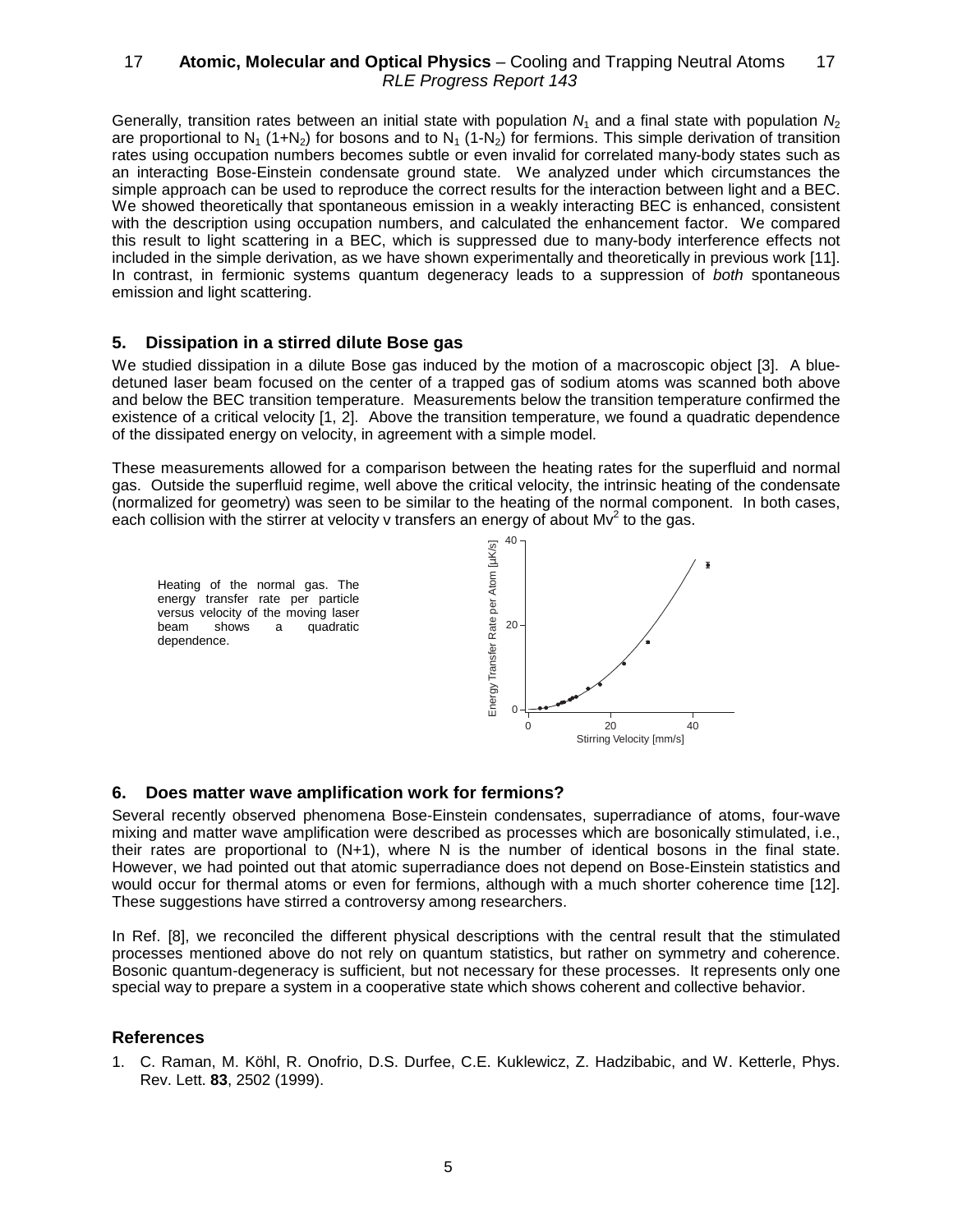Generally, transition rates between an initial state with population $N_1$ and a final state with population $N_2$ are proportional to $N_1$ $(1+N_2)$ for bosons and to $N_1$ $(1-N_2)$ for fermions. This simple derivation of transition rates using occupation numbers becomes subtle or even invalid for correlated many-body states such as an interacting Bose-Einstein condensate ground state. We analyzed under which circumstances the simple approach can be used to reproduce the correct results for the interaction between light and a BEC. We showed theoretically that spontaneous emission in a weakly interacting BEC is enhanced, consistent with the description using occupation numbers, and calculated the enhancement factor. We compared this result to light scattering in a BEC, which is suppressed due to many-body interference effects not included in the simple derivation, as we have shown experimentally and theoretically in previous work [11]. In contrast, in fermionic systems quantum degeneracy leads to a suppression of *both* spontaneous emission and light scattering.

## 5. Dissipation in a stirred dilute Bose gas

We studied dissipation in a dilute Bose gas induced by the motion of a macroscopic object [3]. A blue-detuned laser beam focused on the center of a trapped gas of sodium atoms was scanned both above and below the BEC transition temperature. Measurements below the transition temperature confirmed the existence of a critical velocity [1, 2]. Above the transition temperature, we found a quadratic dependence of the dissipated energy on velocity, in agreement with a simple model.

These measurements allowed for a comparison between the heating rates for the superfluid and normal gas. Outside the superfluid regime, well above the critical velocity, the intrinsic heating of the condensate (normalized for geometry) was seen to be similar to the heating of the normal component. In both cases, each collision with the stirrer at velocity v transfers an energy of about $Mv^2$ to the gas.

Heating of the normal gas. The energy transfer rate per particle versus velocity of the moving laser beam shows a quadratic dependence.

## 6. Does matter wave amplification work for fermions?

Several recently observed phenomena Bose-Einstein condensates, superradiance of atoms, four-wave mixing and matter wave amplification were described as processes which are bosonically stimulated, i.e., their rates are proportional to $(N+1)$, where N is the number of identical bosons in the final state. However, we had pointed out that atomic superradiance does not depend on Bose-Einstein statistics and would occur for thermal atoms or even for fermions, although with a much shorter coherence time [12]. These suggestions have stirred a controversy among researchers.

In Ref. [8], we reconciled the different physical descriptions with the central result that the stimulated processes mentioned above do not rely on quantum statistics, but rather on symmetry and coherence. Bosonic quantum-degeneracy is sufficient, but not necessary for these processes. It represents only one special way to prepare a system in a cooperative state which shows coherent and collective behavior.

## References

1. C. Raman, M. Köhl, R. Onofrio, D.S. Durfee, C.E. Kuklewicz, Z. Hadzibabic, and W. Ketterle, Phys. Rev. Lett. **83**, 2502 (1999).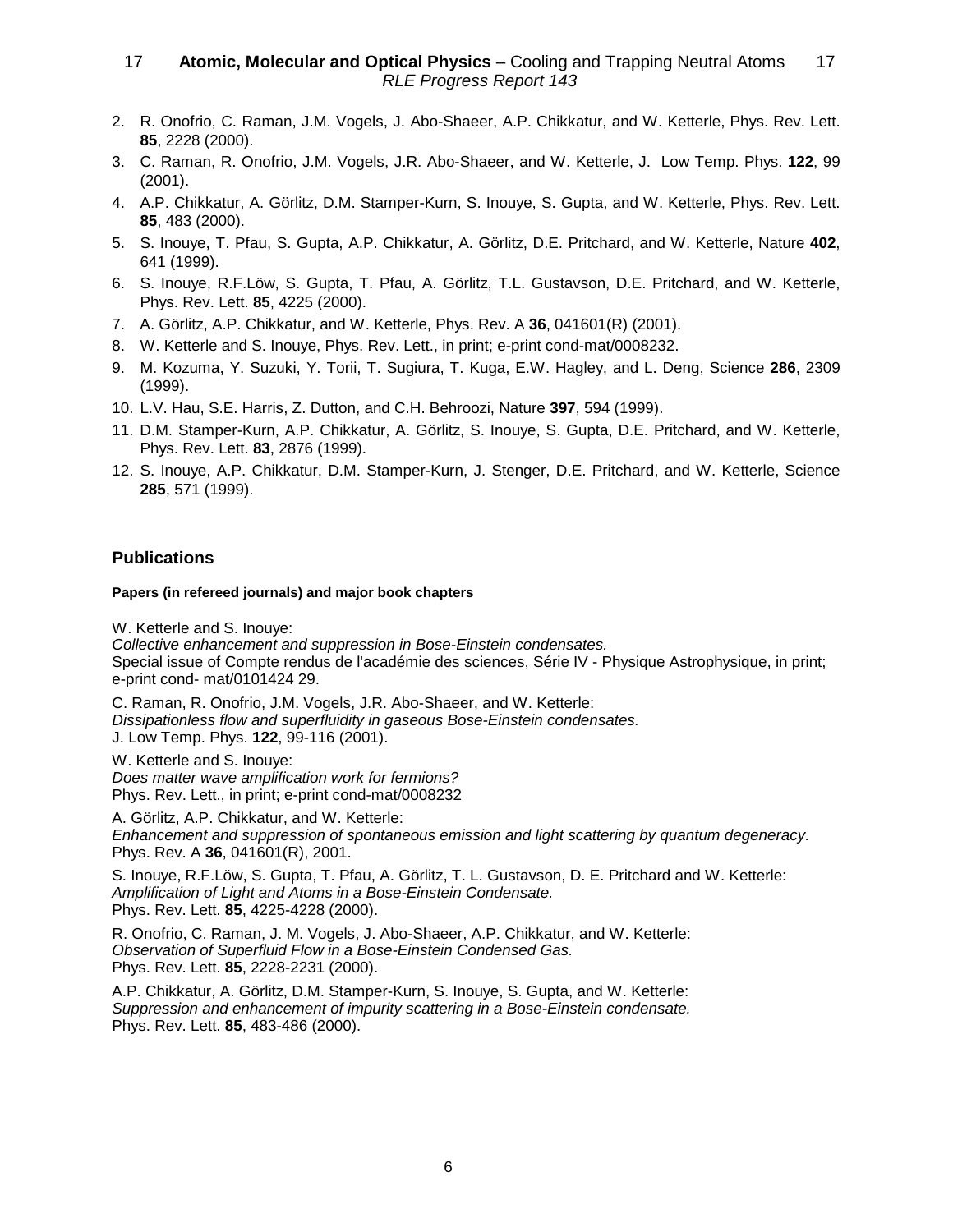2. R. Onofrio, C. Raman, J.M. Vogels, J. Abo-Shaeer, A.P. Chikkatur, and W. Ketterle, Phys. Rev. Lett. **85**, 2228 (2000).
3. C. Raman, R. Onofrio, J.M. Vogels, J.R. Abo-Shaeer, and W. Ketterle, J. Low Temp. Phys. **122**, 99 (2001).
4. A.P. Chikkatur, A. Görlitz, D.M. Stamper-Kurn, S. Inouye, S. Gupta, and W. Ketterle, Phys. Rev. Lett. **85**, 483 (2000).
5. S. Inouye, T. Pfau, S. Gupta, A.P. Chikkatur, A. Görlitz, D.E. Pritchard, and W. Ketterle, Nature **402**, 641 (1999).
6. S. Inouye, R.F.Löw, S. Gupta, T. Pfau, A. Görlitz, T.L. Gustavson, D.E. Pritchard, and W. Ketterle, Phys. Rev. Lett. **85**, 4225 (2000).
7. A. Görlitz, A.P. Chikkatur, and W. Ketterle, Phys. Rev. A **36**, 041601(R) (2001).
8. W. Ketterle and S. Inouye, Phys. Rev. Lett., in print; e-print cond-mat/0008232.
9. M. Kozuma, Y. Suzuki, Y. Torii, T. Sugiura, T. Kuga, E.W. Hagley, and L. Deng, Science **286**, 2309 (1999).
10. L.V. Hau, S.E. Harris, Z. Dutton, and C.H. Behroozi, Nature **397**, 594 (1999).
11. D.M. Stamper-Kurn, A.P. Chikkatur, A. Görlitz, S. Inouye, S. Gupta, D.E. Pritchard, and W. Ketterle, Phys. Rev. Lett. **83**, 2876 (1999).
12. S. Inouye, A.P. Chikkatur, D.M. Stamper-Kurn, J. Stenger, D.E. Pritchard, and W. Ketterle, Science **285**, 571 (1999).

## Publications

#### Papers (in refereed journals) and major book chapters

W. Ketterle and S. Inouye:
*Collective enhancement and suppression in Bose-Einstein condensates.*
Special issue of Compte rendus de l'académie des sciences, Série IV - Physique Astrophysique, in print; e-print cond- mat/0101424 29.

C. Raman, R. Onofrio, J.M. Vogels, J.R. Abo-Shaeer, and W. Ketterle:
*Dissipationless flow and superfluidity in gaseous Bose-Einstein condensates.*
J. Low Temp. Phys. **122**, 99-116 (2001).

W. Ketterle and S. Inouye:
*Does matter wave amplification work for fermions?*
Phys. Rev. Lett., in print; e-print cond-mat/0008232

A. Görlitz, A.P. Chikkatur, and W. Ketterle:
*Enhancement and suppression of spontaneous emission and light scattering by quantum degeneracy.*
Phys. Rev. A **36**, 041601(R), 2001.

S. Inouye, R.F.Löw, S. Gupta, T. Pfau, A. Görlitz, T. L. Gustavson, D. E. Pritchard and W. Ketterle:
*Amplification of Light and Atoms in a Bose-Einstein Condensate.*
Phys. Rev. Lett. **85**, 4225-4228 (2000).

R. Onofrio, C. Raman, J. M. Vogels, J. Abo-Shaeer, A.P. Chikkatur, and W. Ketterle:
*Observation of Superfluid Flow in a Bose-Einstein Condensed Gas.*
Phys. Rev. Lett. **85**, 2228-2231 (2000).

A.P. Chikkatur, A. Görlitz, D.M. Stamper-Kurn, S. Inouye, S. Gupta, and W. Ketterle:
*Suppression and enhancement of impurity scattering in a Bose-Einstein condensate.*
Phys. Rev. Lett. **85**, 483-486 (2000).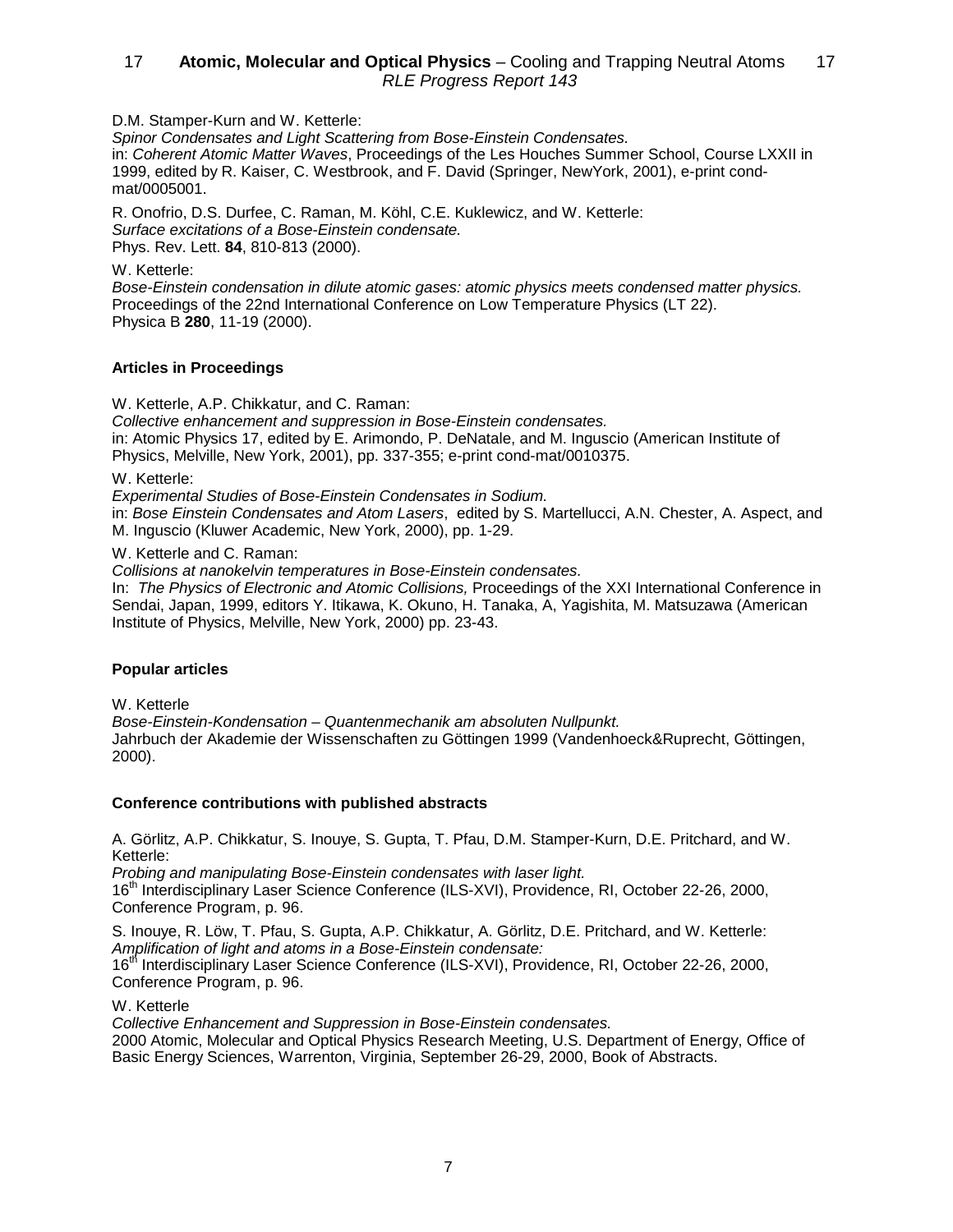D.M. Stamper-Kurn and W. Ketterle:
*Spinor Condensates and Light Scattering from Bose-Einstein Condensates.*
in: *Coherent Atomic Matter Waves*, Proceedings of the Les Houches Summer School, Course LXXII in 1999, edited by R. Kaiser, C. Westbrook, and F. David (Springer, NewYork, 2001), e-print cond-mat/0005001.

R. Onofrio, D.S. Durfee, C. Raman, M. Köhl, C.E. Kuklewicz, and W. Ketterle:
*Surface excitations of a Bose-Einstein condensate.*
Phys. Rev. Lett. **84**, 810-813 (2000).

W. Ketterle:
*Bose-Einstein condensation in dilute atomic gases: atomic physics meets condensed matter physics.*
Proceedings of the 22nd International Conference on Low Temperature Physics (LT 22).
Physica B **280**, 11-19 (2000).

### Articles in Proceedings

W. Ketterle, A.P. Chikkatur, and C. Raman:
*Collective enhancement and suppression in Bose-Einstein condensates.*
in: Atomic Physics 17, edited by E. Arimondo, P. DeNatale, and M. Inguscio (American Institute of Physics, Melville, New York, 2001), pp. 337-355; e-print cond-mat/0010375.

W. Ketterle:
*Experimental Studies of Bose-Einstein Condensates in Sodium.*
in: *Bose Einstein Condensates and Atom Lasers*, edited by S. Martellucci, A.N. Chester, A. Aspect, and M. Inguscio (Kluwer Academic, New York, 2000), pp. 1-29.

W. Ketterle and C. Raman:
*Collisions at nanokelvin temperatures in Bose-Einstein condensates.*
In: *The Physics of Electronic and Atomic Collisions,* Proceedings of the XXI International Conference in Sendai, Japan, 1999, editors Y. Itikawa, K. Okuno, H. Tanaka, A, Yagishita, M. Matsuzawa (American Institute of Physics, Melville, New York, 2000) pp. 23-43.

### Popular articles

W. Ketterle
*Bose-Einstein-Kondensation – Quantenmechanik am absoluten Nullpunkt.*
Jahrbuch der Akademie der Wissenschaften zu Göttingen 1999 (Vandenhoeck&Ruprecht, Göttingen, 2000).

### Conference contributions with published abstracts

A. Görlitz, A.P. Chikkatur, S. Inouye, S. Gupta, T. Pfau, D.M. Stamper-Kurn, D.E. Pritchard, and W. Ketterle:
*Probing and manipulating Bose-Einstein condensates with laser light.*
16th Interdisciplinary Laser Science Conference (ILS-XVI), Providence, RI, October 22-26, 2000, Conference Program, p. 96.

S. Inouye, R. Löw, T. Pfau, S. Gupta, A.P. Chikkatur, A. Görlitz, D.E. Pritchard, and W. Ketterle:
*Amplification of light and atoms in a Bose-Einstein condensate:*
16th Interdisciplinary Laser Science Conference (ILS-XVI), Providence, RI, October 22-26, 2000, Conference Program, p. 96.

W. Ketterle
*Collective Enhancement and Suppression in Bose-Einstein condensates.*
2000 Atomic, Molecular and Optical Physics Research Meeting, U.S. Department of Energy, Office of Basic Energy Sciences, Warrenton, Virginia, September 26-29, 2000, Book of Abstracts.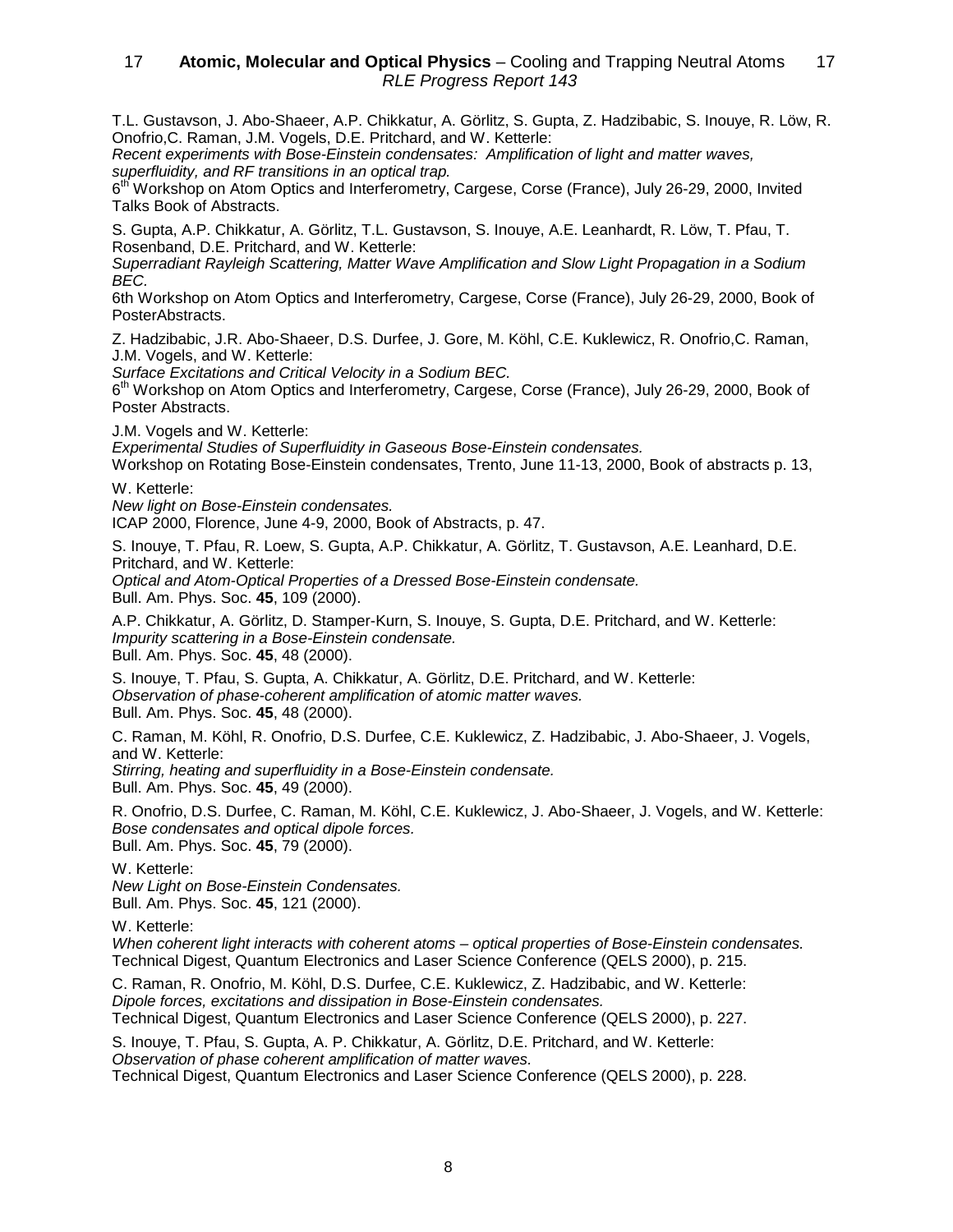T.L. Gustavson, J. Abo-Shaeer, A.P. Chikkatur, A. Görlitz, S. Gupta, Z. Hadzibabic, S. Inouye, R. Löw, R. Onofrio,C. Raman, J.M. Vogels, D.E. Pritchard, and W. Ketterle:
*Recent experiments with Bose-Einstein condensates: Amplification of light and matter waves, superfluidity, and RF transitions in an optical trap.*
6th Workshop on Atom Optics and Interferometry, Cargese, Corse (France), July 26-29, 2000, Invited Talks Book of Abstracts.

S. Gupta, A.P. Chikkatur, A. Görlitz, T.L. Gustavson, S. Inouye, A.E. Leanhardt, R. Löw, T. Pfau, T. Rosenband, D.E. Pritchard, and W. Ketterle:
*Superradiant Rayleigh Scattering, Matter Wave Amplification and Slow Light Propagation in a Sodium BEC.*
6th Workshop on Atom Optics and Interferometry, Cargese, Corse (France), July 26-29, 2000, Book of PosterAbstracts.

Z. Hadzibabic, J.R. Abo-Shaeer, D.S. Durfee, J. Gore, M. Köhl, C.E. Kuklewicz, R. Onofrio,C. Raman, J.M. Vogels, and W. Ketterle:
*Surface Excitations and Critical Velocity in a Sodium BEC.*
6th Workshop on Atom Optics and Interferometry, Cargese, Corse (France), July 26-29, 2000, Book of Poster Abstracts.

J.M. Vogels and W. Ketterle:
*Experimental Studies of Superfluidity in Gaseous Bose-Einstein condensates.*
Workshop on Rotating Bose-Einstein condensates, Trento, June 11-13, 2000, Book of abstracts p. 13,

W. Ketterle:
*New light on Bose-Einstein condensates.*
ICAP 2000, Florence, June 4-9, 2000, Book of Abstracts, p. 47.

S. Inouye, T. Pfau, R. Loew, S. Gupta, A.P. Chikkatur, A. Görlitz, T. Gustavson, A.E. Leanhard, D.E. Pritchard, and W. Ketterle:
*Optical and Atom-Optical Properties of a Dressed Bose-Einstein condensate.*
Bull. Am. Phys. Soc. **45**, 109 (2000).

A.P. Chikkatur, A. Görlitz, D. Stamper-Kurn, S. Inouye, S. Gupta, D.E. Pritchard, and W. Ketterle:
*Impurity scattering in a Bose-Einstein condensate.*
Bull. Am. Phys. Soc. **45**, 48 (2000).

S. Inouye, T. Pfau, S. Gupta, A. Chikkatur, A. Görlitz, D.E. Pritchard, and W. Ketterle:
*Observation of phase-coherent amplification of atomic matter waves.*
Bull. Am. Phys. Soc. **45**, 48 (2000).

C. Raman, M. Köhl, R. Onofrio, D.S. Durfee, C.E. Kuklewicz, Z. Hadzibabic, J. Abo-Shaeer, J. Vogels, and W. Ketterle:
*Stirring, heating and superfluidity in a Bose-Einstein condensate.*
Bull. Am. Phys. Soc. **45**, 49 (2000).

R. Onofrio, D.S. Durfee, C. Raman, M. Köhl, C.E. Kuklewicz, J. Abo-Shaeer, J. Vogels, and W. Ketterle:
*Bose condensates and optical dipole forces.*
Bull. Am. Phys. Soc. **45**, 79 (2000).

W. Ketterle:
*New Light on Bose-Einstein Condensates.*
Bull. Am. Phys. Soc. **45**, 121 (2000).

W. Ketterle:
*When coherent light interacts with coherent atoms – optical properties of Bose-Einstein condensates.*
Technical Digest, Quantum Electronics and Laser Science Conference (QELS 2000), p. 215.

C. Raman, R. Onofrio, M. Köhl, D.S. Durfee, C.E. Kuklewicz, Z. Hadzibabic, and W. Ketterle:
*Dipole forces, excitations and dissipation in Bose-Einstein condensates.*
Technical Digest, Quantum Electronics and Laser Science Conference (QELS 2000), p. 227.

S. Inouye, T. Pfau, S. Gupta, A. P. Chikkatur, A. Görlitz, D.E. Pritchard, and W. Ketterle:
*Observation of phase coherent amplification of matter waves.*
Technical Digest, Quantum Electronics and Laser Science Conference (QELS 2000), p. 228.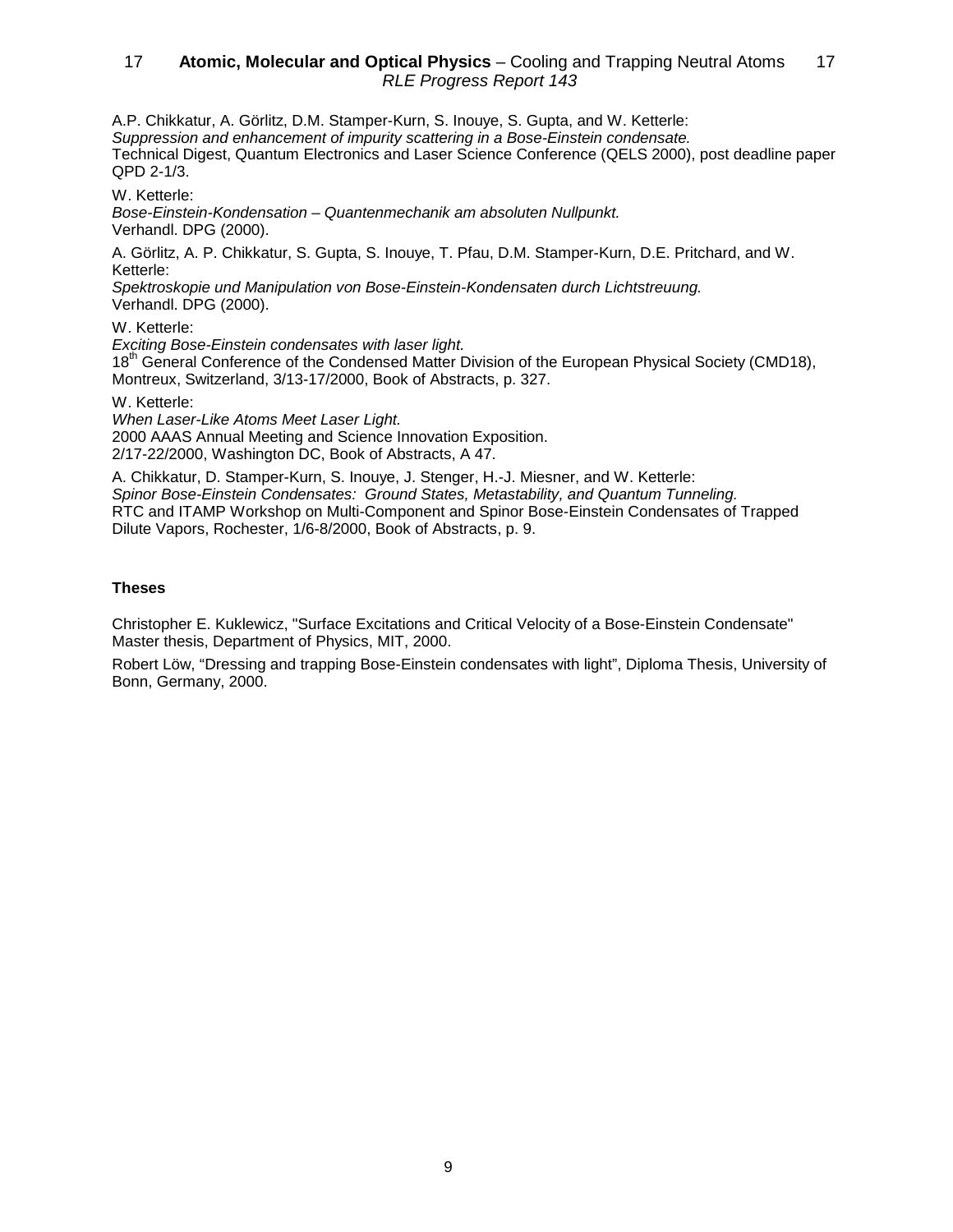A.P. Chikkatur, A. Görlitz, D.M. Stamper-Kurn, S. Inouye, S. Gupta, and W. Ketterle:
*Suppression and enhancement of impurity scattering in a Bose-Einstein condensate.*
Technical Digest, Quantum Electronics and Laser Science Conference (QELS 2000), post deadline paper QPD 2-1/3.

W. Ketterle:
*Bose-Einstein-Kondensation – Quantenmechanik am absoluten Nullpunkt.*
Verhandl. DPG (2000).

A. Görlitz, A. P. Chikkatur, S. Gupta, S. Inouye, T. Pfau, D.M. Stamper-Kurn, D.E. Pritchard, and W. Ketterle:
*Spektroskopie und Manipulation von Bose-Einstein-Kondensaten durch Lichtstreuung.*
Verhandl. DPG (2000).

W. Ketterle:
*Exciting Bose-Einstein condensates with laser light.*
18th General Conference of the Condensed Matter Division of the European Physical Society (CMD18), Montreux, Switzerland, 3/13-17/2000, Book of Abstracts, p. 327.

W. Ketterle:
*When Laser-Like Atoms Meet Laser Light.*
2000 AAAS Annual Meeting and Science Innovation Exposition.
2/17-22/2000, Washington DC, Book of Abstracts, A 47.

A. Chikkatur, D. Stamper-Kurn, S. Inouye, J. Stenger, H.-J. Miesner, and W. Ketterle:
*Spinor Bose-Einstein Condensates: Ground States, Metastability, and Quantum Tunneling.*
RTC and ITAMP Workshop on Multi-Component and Spinor Bose-Einstein Condensates of Trapped Dilute Vapors, Rochester, 1/6-8/2000, Book of Abstracts, p. 9.

### Theses

Christopher E. Kuklewicz, "Surface Excitations and Critical Velocity of a Bose-Einstein Condensate" Master thesis, Department of Physics, MIT, 2000.

Robert Löw, "Dressing and trapping Bose-Einstein condensates with light", Diploma Thesis, University of Bonn, Germany, 2000.